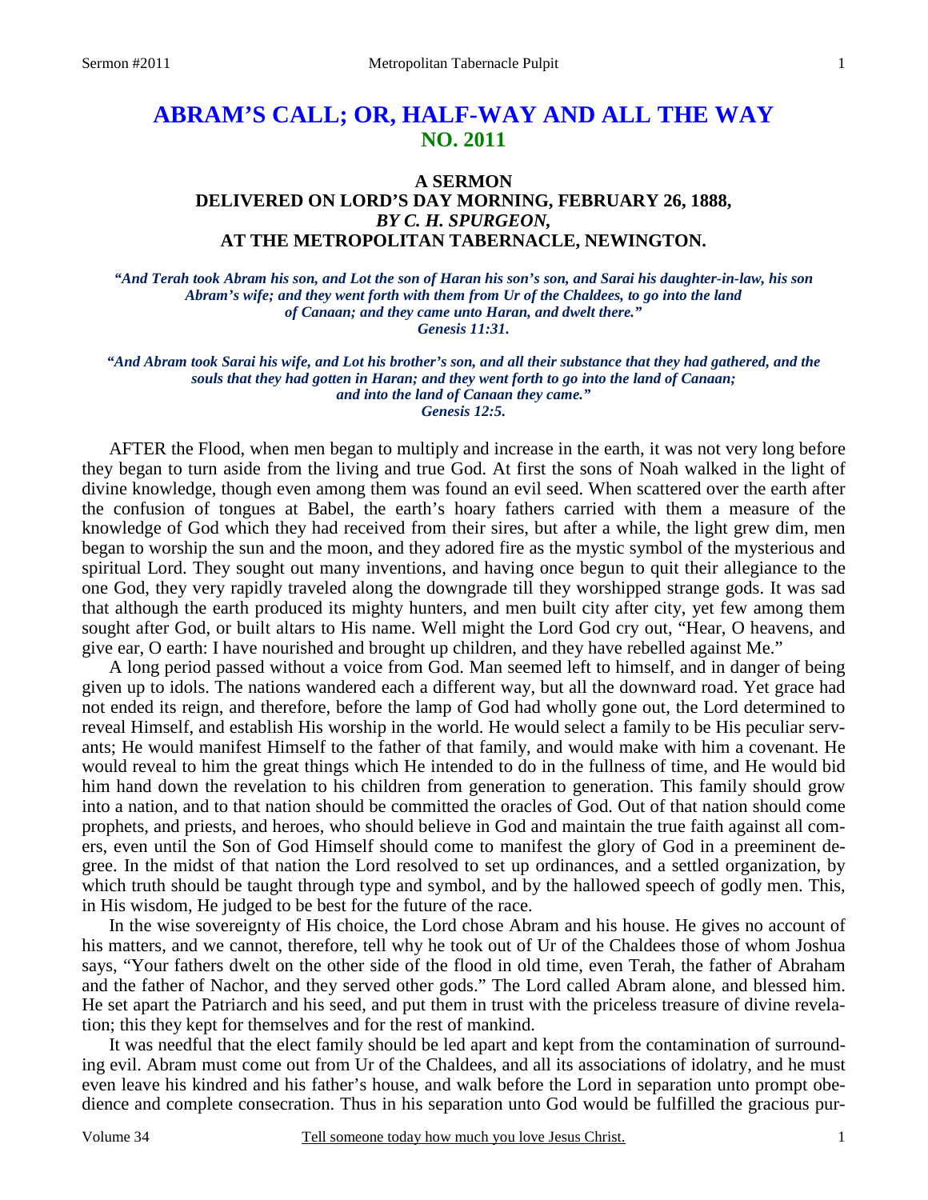# ABRAM'S CALL; OR, HALF-WAY AND ALL THE WAY
## NO. 2011

### A SERMON
### DELIVERED ON LORD'S DAY MORNING, FEBRUARY 26, 1888,
### *BY C. H. SPURGEON,*
### AT THE METROPOLITAN TABERNACLE, NEWINGTON.

***"And Terah took Abram his son, and Lot the son of Haran his son's son, and Sarai his daughter-in-law, his son Abram's wife; and they went forth with them from Ur of the Chaldees, to go into the land of Canaan; and they came unto Haran, and dwelt there."***
***Genesis 11:31.***

***"And Abram took Sarai his wife, and Lot his brother's son, and all their substance that they had gathered, and the souls that they had gotten in Haran; and they went forth to go into the land of Canaan; and into the land of Canaan they came."***
***Genesis 12:5.***

AFTER the Flood, when men began to multiply and increase in the earth, it was not very long before they began to turn aside from the living and true God. At first the sons of Noah walked in the light of divine knowledge, though even among them was found an evil seed. When scattered over the earth after the confusion of tongues at Babel, the earth's hoary fathers carried with them a measure of the knowledge of God which they had received from their sires, but after a while, the light grew dim, men began to worship the sun and the moon, and they adored fire as the mystic symbol of the mysterious and spiritual Lord. They sought out many inventions, and having once begun to quit their allegiance to the one God, they very rapidly traveled along the downgrade till they worshipped strange gods. It was sad that although the earth produced its mighty hunters, and men built city after city, yet few among them sought after God, or built altars to His name. Well might the Lord God cry out, "Hear, O heavens, and give ear, O earth: I have nourished and brought up children, and they have rebelled against Me."

A long period passed without a voice from God. Man seemed left to himself, and in danger of being given up to idols. The nations wandered each a different way, but all the downward road. Yet grace had not ended its reign, and therefore, before the lamp of God had wholly gone out, the Lord determined to reveal Himself, and establish His worship in the world. He would select a family to be His peculiar servants; He would manifest Himself to the father of that family, and would make with him a covenant. He would reveal to him the great things which He intended to do in the fullness of time, and He would bid him hand down the revelation to his children from generation to generation. This family should grow into a nation, and to that nation should be committed the oracles of God. Out of that nation should come prophets, and priests, and heroes, who should believe in God and maintain the true faith against all comers, even until the Son of God Himself should come to manifest the glory of God in a preeminent degree. In the midst of that nation the Lord resolved to set up ordinances, and a settled organization, by which truth should be taught through type and symbol, and by the hallowed speech of godly men. This, in His wisdom, He judged to be best for the future of the race.

In the wise sovereignty of His choice, the Lord chose Abram and his house. He gives no account of his matters, and we cannot, therefore, tell why he took out of Ur of the Chaldees those of whom Joshua says, "Your fathers dwelt on the other side of the flood in old time, even Terah, the father of Abraham and the father of Nachor, and they served other gods." The Lord called Abram alone, and blessed him. He set apart the Patriarch and his seed, and put them in trust with the priceless treasure of divine revelation; this they kept for themselves and for the rest of mankind.

It was needful that the elect family should be led apart and kept from the contamination of surrounding evil. Abram must come out from Ur of the Chaldees, and all its associations of idolatry, and he must even leave his kindred and his father's house, and walk before the Lord in separation unto prompt obedience and complete consecration. Thus in his separation unto God would be fulfilled the gracious pur-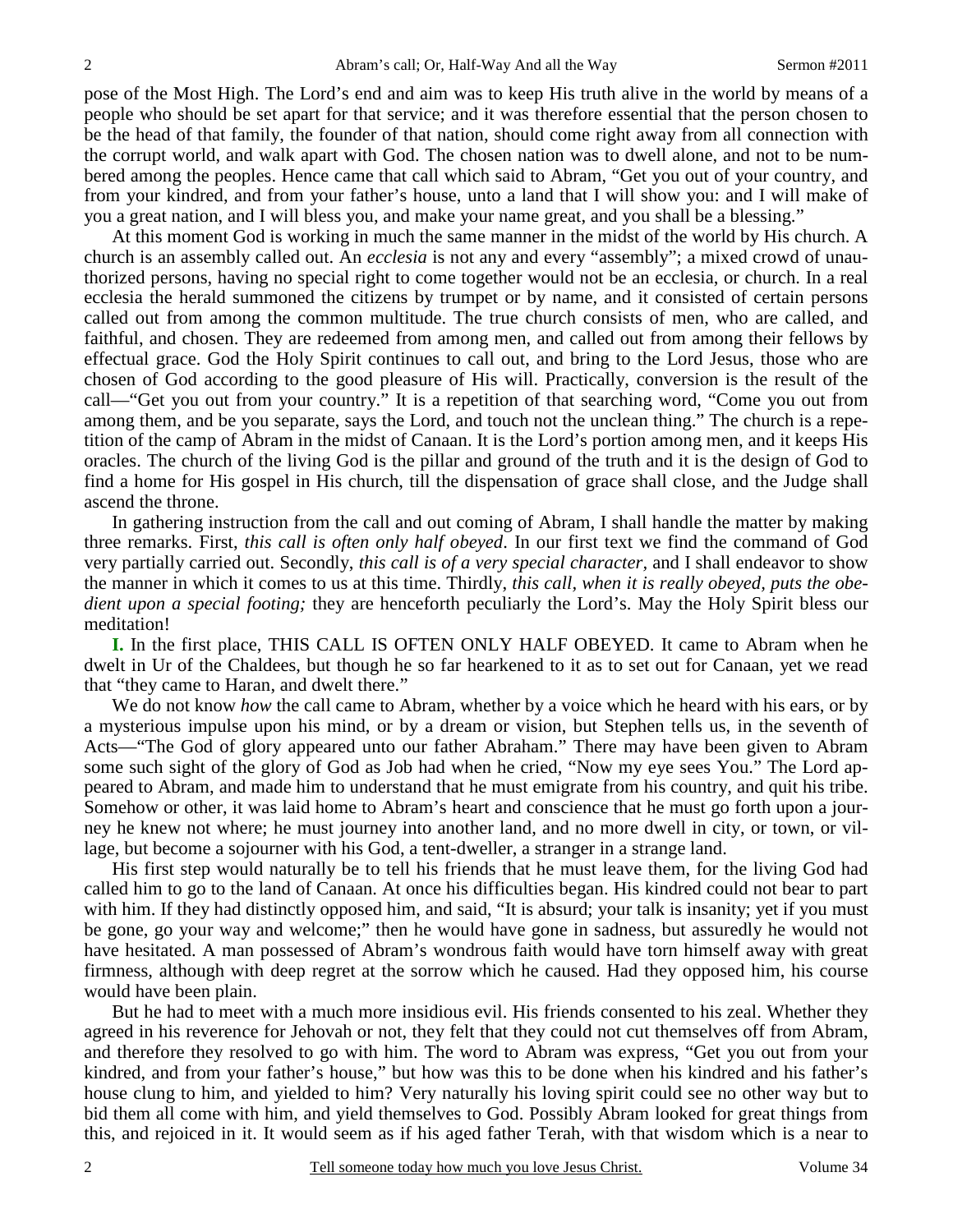pose of the Most High. The Lord's end and aim was to keep His truth alive in the world by means of a people who should be set apart for that service; and it was therefore essential that the person chosen to be the head of that family, the founder of that nation, should come right away from all connection with the corrupt world, and walk apart with God. The chosen nation was to dwell alone, and not to be numbered among the peoples. Hence came that call which said to Abram, "Get you out of your country, and from your kindred, and from your father's house, unto a land that I will show you: and I will make of you a great nation, and I will bless you, and make your name great, and you shall be a blessing."

At this moment God is working in much the same manner in the midst of the world by His church. A church is an assembly called out. An *ecclesia* is not any and every "assembly"; a mixed crowd of unauthorized persons, having no special right to come together would not be an ecclesia, or church. In a real ecclesia the herald summoned the citizens by trumpet or by name, and it consisted of certain persons called out from among the common multitude. The true church consists of men, who are called, and faithful, and chosen. They are redeemed from among men, and called out from among their fellows by effectual grace. God the Holy Spirit continues to call out, and bring to the Lord Jesus, those who are chosen of God according to the good pleasure of His will. Practically, conversion is the result of the call—"Get you out from your country." It is a repetition of that searching word, "Come you out from among them, and be you separate, says the Lord, and touch not the unclean thing." The church is a repetition of the camp of Abram in the midst of Canaan. It is the Lord's portion among men, and it keeps His oracles. The church of the living God is the pillar and ground of the truth and it is the design of God to find a home for His gospel in His church, till the dispensation of grace shall close, and the Judge shall ascend the throne.

In gathering instruction from the call and out coming of Abram, I shall handle the matter by making three remarks. First, *this call is often only half obeyed*. In our first text we find the command of God very partially carried out. Secondly, *this call is of a very special character,* and I shall endeavor to show the manner in which it comes to us at this time. Thirdly, *this call, when it is really obeyed, puts the obedient upon a special footing;* they are henceforth peculiarly the Lord's. May the Holy Spirit bless our meditation!

**I.** In the first place, THIS CALL IS OFTEN ONLY HALF OBEYED. It came to Abram when he dwelt in Ur of the Chaldees, but though he so far hearkened to it as to set out for Canaan, yet we read that "they came to Haran, and dwelt there."

We do not know *how* the call came to Abram, whether by a voice which he heard with his ears, or by a mysterious impulse upon his mind, or by a dream or vision, but Stephen tells us, in the seventh of Acts—"The God of glory appeared unto our father Abraham." There may have been given to Abram some such sight of the glory of God as Job had when he cried, "Now my eye sees You." The Lord appeared to Abram, and made him to understand that he must emigrate from his country, and quit his tribe. Somehow or other, it was laid home to Abram's heart and conscience that he must go forth upon a journey he knew not where; he must journey into another land, and no more dwell in city, or town, or village, but become a sojourner with his God, a tent-dweller, a stranger in a strange land.

His first step would naturally be to tell his friends that he must leave them, for the living God had called him to go to the land of Canaan. At once his difficulties began. His kindred could not bear to part with him. If they had distinctly opposed him, and said, "It is absurd; your talk is insanity; yet if you must be gone, go your way and welcome;" then he would have gone in sadness, but assuredly he would not have hesitated. A man possessed of Abram's wondrous faith would have torn himself away with great firmness, although with deep regret at the sorrow which he caused. Had they opposed him, his course would have been plain.

But he had to meet with a much more insidious evil. His friends consented to his zeal. Whether they agreed in his reverence for Jehovah or not, they felt that they could not cut themselves off from Abram, and therefore they resolved to go with him. The word to Abram was express, "Get you out from your kindred, and from your father's house," but how was this to be done when his kindred and his father's house clung to him, and yielded to him? Very naturally his loving spirit could see no other way but to bid them all come with him, and yield themselves to God. Possibly Abram looked for great things from this, and rejoiced in it. It would seem as if his aged father Terah, with that wisdom which is a near to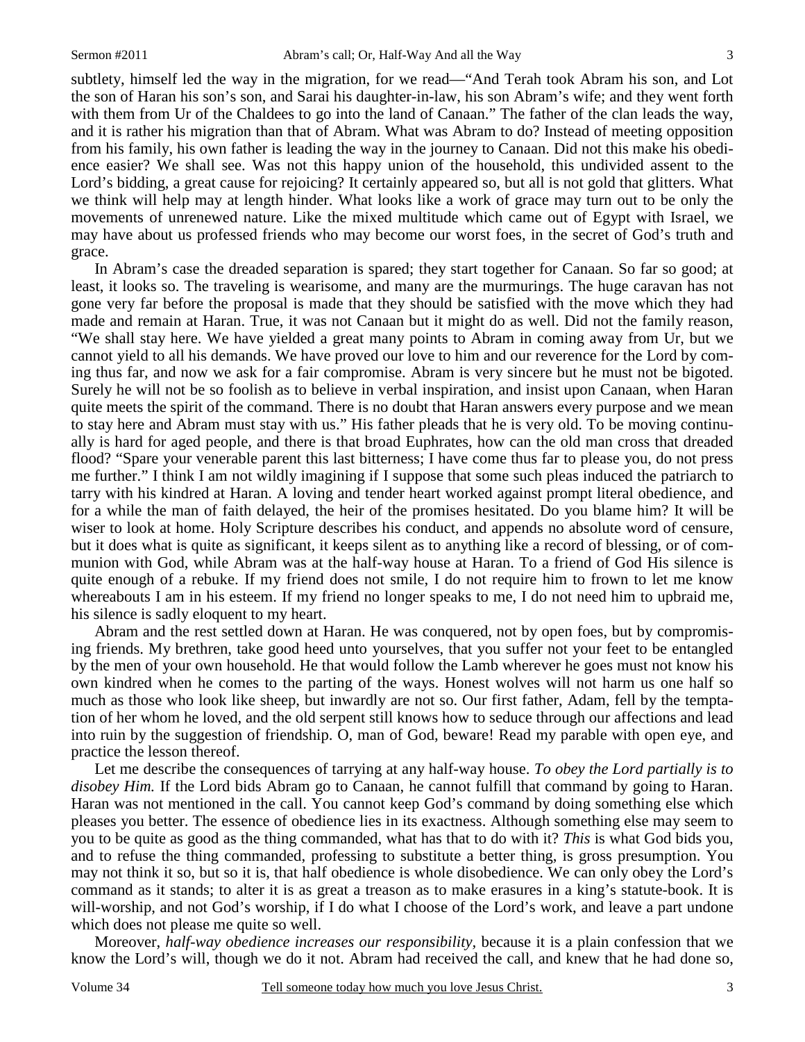subtlety, himself led the way in the migration, for we read—"And Terah took Abram his son, and Lot the son of Haran his son's son, and Sarai his daughter-in-law, his son Abram's wife; and they went forth with them from Ur of the Chaldees to go into the land of Canaan." The father of the clan leads the way, and it is rather his migration than that of Abram. What was Abram to do? Instead of meeting opposition from his family, his own father is leading the way in the journey to Canaan. Did not this make his obedience easier? We shall see. Was not this happy union of the household, this undivided assent to the Lord's bidding, a great cause for rejoicing? It certainly appeared so, but all is not gold that glitters. What we think will help may at length hinder. What looks like a work of grace may turn out to be only the movements of unrenewed nature. Like the mixed multitude which came out of Egypt with Israel, we may have about us professed friends who may become our worst foes, in the secret of God's truth and grace.

In Abram's case the dreaded separation is spared; they start together for Canaan. So far so good; at least, it looks so. The traveling is wearisome, and many are the murmurings. The huge caravan has not gone very far before the proposal is made that they should be satisfied with the move which they had made and remain at Haran. True, it was not Canaan but it might do as well. Did not the family reason, "We shall stay here. We have yielded a great many points to Abram in coming away from Ur, but we cannot yield to all his demands. We have proved our love to him and our reverence for the Lord by coming thus far, and now we ask for a fair compromise. Abram is very sincere but he must not be bigoted. Surely he will not be so foolish as to believe in verbal inspiration, and insist upon Canaan, when Haran quite meets the spirit of the command. There is no doubt that Haran answers every purpose and we mean to stay here and Abram must stay with us." His father pleads that he is very old. To be moving continually is hard for aged people, and there is that broad Euphrates, how can the old man cross that dreaded flood? "Spare your venerable parent this last bitterness; I have come thus far to please you, do not press me further." I think I am not wildly imagining if I suppose that some such pleas induced the patriarch to tarry with his kindred at Haran. A loving and tender heart worked against prompt literal obedience, and for a while the man of faith delayed, the heir of the promises hesitated. Do you blame him? It will be wiser to look at home. Holy Scripture describes his conduct, and appends no absolute word of censure, but it does what is quite as significant, it keeps silent as to anything like a record of blessing, or of communion with God, while Abram was at the half-way house at Haran. To a friend of God His silence is quite enough of a rebuke. If my friend does not smile, I do not require him to frown to let me know whereabouts I am in his esteem. If my friend no longer speaks to me, I do not need him to upbraid me, his silence is sadly eloquent to my heart.

Abram and the rest settled down at Haran. He was conquered, not by open foes, but by compromising friends. My brethren, take good heed unto yourselves, that you suffer not your feet to be entangled by the men of your own household. He that would follow the Lamb wherever he goes must not know his own kindred when he comes to the parting of the ways. Honest wolves will not harm us one half so much as those who look like sheep, but inwardly are not so. Our first father, Adam, fell by the temptation of her whom he loved, and the old serpent still knows how to seduce through our affections and lead into ruin by the suggestion of friendship. O, man of God, beware! Read my parable with open eye, and practice the lesson thereof.

Let me describe the consequences of tarrying at any half-way house. *To obey the Lord partially is to disobey Him.* If the Lord bids Abram go to Canaan, he cannot fulfill that command by going to Haran. Haran was not mentioned in the call. You cannot keep God's command by doing something else which pleases you better. The essence of obedience lies in its exactness. Although something else may seem to you to be quite as good as the thing commanded, what has that to do with it? *This* is what God bids you, and to refuse the thing commanded, professing to substitute a better thing, is gross presumption. You may not think it so, but so it is, that half obedience is whole disobedience. We can only obey the Lord's command as it stands; to alter it is as great a treason as to make erasures in a king's statute-book. It is will-worship, and not God's worship, if I do what I choose of the Lord's work, and leave a part undone which does not please me quite so well.

Moreover, *half-way obedience increases our responsibility,* because it is a plain confession that we know the Lord's will, though we do it not. Abram had received the call, and knew that he had done so,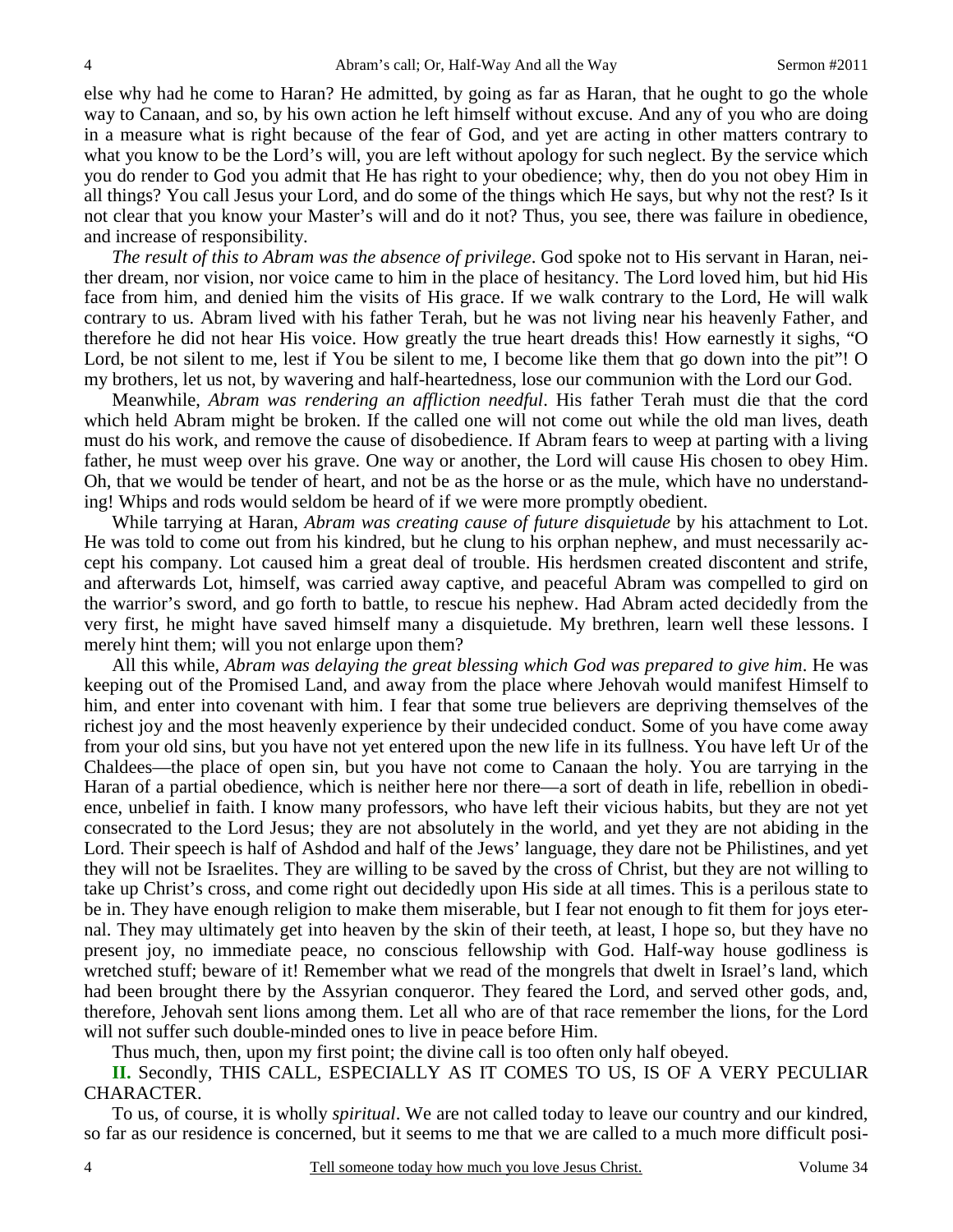else why had he come to Haran? He admitted, by going as far as Haran, that he ought to go the whole way to Canaan, and so, by his own action he left himself without excuse. And any of you who are doing in a measure what is right because of the fear of God, and yet are acting in other matters contrary to what you know to be the Lord's will, you are left without apology for such neglect. By the service which you do render to God you admit that He has right to your obedience; why, then do you not obey Him in all things? You call Jesus your Lord, and do some of the things which He says, but why not the rest? Is it not clear that you know your Master's will and do it not? Thus, you see, there was failure in obedience, and increase of responsibility.

*The result of this to Abram was the absence of privilege*. God spoke not to His servant in Haran, neither dream, nor vision, nor voice came to him in the place of hesitancy. The Lord loved him, but hid His face from him, and denied him the visits of His grace. If we walk contrary to the Lord, He will walk contrary to us. Abram lived with his father Terah, but he was not living near his heavenly Father, and therefore he did not hear His voice. How greatly the true heart dreads this! How earnestly it sighs, "O Lord, be not silent to me, lest if You be silent to me, I become like them that go down into the pit"! O my brothers, let us not, by wavering and half-heartedness, lose our communion with the Lord our God.

Meanwhile, *Abram was rendering an affliction needful*. His father Terah must die that the cord which held Abram might be broken. If the called one will not come out while the old man lives, death must do his work, and remove the cause of disobedience. If Abram fears to weep at parting with a living father, he must weep over his grave. One way or another, the Lord will cause His chosen to obey Him. Oh, that we would be tender of heart, and not be as the horse or as the mule, which have no understanding! Whips and rods would seldom be heard of if we were more promptly obedient.

While tarrying at Haran, *Abram was creating cause of future disquietude* by his attachment to Lot. He was told to come out from his kindred, but he clung to his orphan nephew, and must necessarily accept his company. Lot caused him a great deal of trouble. His herdsmen created discontent and strife, and afterwards Lot, himself, was carried away captive, and peaceful Abram was compelled to gird on the warrior's sword, and go forth to battle, to rescue his nephew. Had Abram acted decidedly from the very first, he might have saved himself many a disquietude. My brethren, learn well these lessons. I merely hint them; will you not enlarge upon them?

All this while, *Abram was delaying the great blessing which God was prepared to give him*. He was keeping out of the Promised Land, and away from the place where Jehovah would manifest Himself to him, and enter into covenant with him. I fear that some true believers are depriving themselves of the richest joy and the most heavenly experience by their undecided conduct. Some of you have come away from your old sins, but you have not yet entered upon the new life in its fullness. You have left Ur of the Chaldees—the place of open sin, but you have not come to Canaan the holy. You are tarrying in the Haran of a partial obedience, which is neither here nor there—a sort of death in life, rebellion in obedience, unbelief in faith. I know many professors, who have left their vicious habits, but they are not yet consecrated to the Lord Jesus; they are not absolutely in the world, and yet they are not abiding in the Lord. Their speech is half of Ashdod and half of the Jews' language, they dare not be Philistines, and yet they will not be Israelites. They are willing to be saved by the cross of Christ, but they are not willing to take up Christ's cross, and come right out decidedly upon His side at all times. This is a perilous state to be in. They have enough religion to make them miserable, but I fear not enough to fit them for joys eternal. They may ultimately get into heaven by the skin of their teeth, at least, I hope so, but they have no present joy, no immediate peace, no conscious fellowship with God. Half-way house godliness is wretched stuff; beware of it! Remember what we read of the mongrels that dwelt in Israel's land, which had been brought there by the Assyrian conqueror. They feared the Lord, and served other gods, and, therefore, Jehovah sent lions among them. Let all who are of that race remember the lions, for the Lord will not suffer such double-minded ones to live in peace before Him.

Thus much, then, upon my first point; the divine call is too often only half obeyed.

**II.** Secondly, THIS CALL, ESPECIALLY AS IT COMES TO US, IS OF A VERY PECULIAR CHARACTER.

To us, of course, it is wholly *spiritual*. We are not called today to leave our country and our kindred, so far as our residence is concerned, but it seems to me that we are called to a much more difficult posi-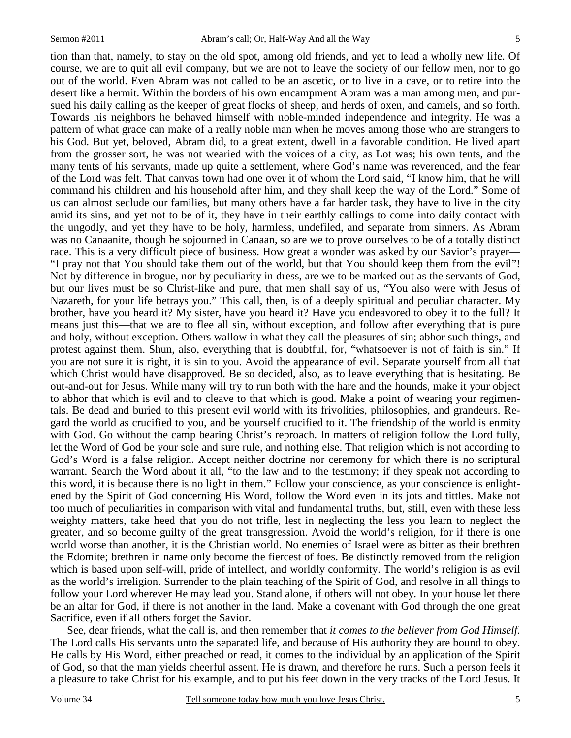tion than that, namely, to stay on the old spot, among old friends, and yet to lead a wholly new life. Of course, we are to quit all evil company, but we are not to leave the society of our fellow men, nor to go out of the world. Even Abram was not called to be an ascetic, or to live in a cave, or to retire into the desert like a hermit. Within the borders of his own encampment Abram was a man among men, and pursued his daily calling as the keeper of great flocks of sheep, and herds of oxen, and camels, and so forth. Towards his neighbors he behaved himself with noble-minded independence and integrity. He was a pattern of what grace can make of a really noble man when he moves among those who are strangers to his God. But yet, beloved, Abram did, to a great extent, dwell in a favorable condition. He lived apart from the grosser sort, he was not wearied with the voices of a city, as Lot was; his own tents, and the many tents of his servants, made up quite a settlement, where God's name was reverenced, and the fear of the Lord was felt. That canvas town had one over it of whom the Lord said, "I know him, that he will command his children and his household after him, and they shall keep the way of the Lord." Some of us can almost seclude our families, but many others have a far harder task, they have to live in the city amid its sins, and yet not to be of it, they have in their earthly callings to come into daily contact with the ungodly, and yet they have to be holy, harmless, undefiled, and separate from sinners. As Abram was no Canaanite, though he sojourned in Canaan, so are we to prove ourselves to be of a totally distinct race. This is a very difficult piece of business. How great a wonder was asked by our Savior's prayer—"I pray not that You should take them out of the world, but that You should keep them from the evil"! Not by difference in brogue, nor by peculiarity in dress, are we to be marked out as the servants of God, but our lives must be so Christ-like and pure, that men shall say of us, "You also were with Jesus of Nazareth, for your life betrays you." This call, then, is of a deeply spiritual and peculiar character. My brother, have you heard it? My sister, have you heard it? Have you endeavored to obey it to the full? It means just this—that we are to flee all sin, without exception, and follow after everything that is pure and holy, without exception. Others wallow in what they call the pleasures of sin; abhor such things, and protest against them. Shun, also, everything that is doubtful, for, "whatsoever is not of faith is sin." If you are not sure it is right, it is sin to you. Avoid the appearance of evil. Separate yourself from all that which Christ would have disapproved. Be so decided, also, as to leave everything that is hesitating. Be out-and-out for Jesus. While many will try to run both with the hare and the hounds, make it your object to abhor that which is evil and to cleave to that which is good. Make a point of wearing your regimentals. Be dead and buried to this present evil world with its frivolities, philosophies, and grandeurs. Regard the world as crucified to you, and be yourself crucified to it. The friendship of the world is enmity with God. Go without the camp bearing Christ's reproach. In matters of religion follow the Lord fully, let the Word of God be your sole and sure rule, and nothing else. That religion which is not according to God's Word is a false religion. Accept neither doctrine nor ceremony for which there is no scriptural warrant. Search the Word about it all, "to the law and to the testimony; if they speak not according to this word, it is because there is no light in them." Follow your conscience, as your conscience is enlightened by the Spirit of God concerning His Word, follow the Word even in its jots and tittles. Make not too much of peculiarities in comparison with vital and fundamental truths, but, still, even with these less weighty matters, take heed that you do not trifle, lest in neglecting the less you learn to neglect the greater, and so become guilty of the great transgression. Avoid the world's religion, for if there is one world worse than another, it is the Christian world. No enemies of Israel were as bitter as their brethren the Edomite; brethren in name only become the fiercest of foes. Be distinctly removed from the religion which is based upon self-will, pride of intellect, and worldly conformity. The world's religion is as evil as the world's irreligion. Surrender to the plain teaching of the Spirit of God, and resolve in all things to follow your Lord wherever He may lead you. Stand alone, if others will not obey. In your house let there be an altar for God, if there is not another in the land. Make a covenant with God through the one great Sacrifice, even if all others forget the Savior.

See, dear friends, what the call is, and then remember that *it comes to the believer from God Himself.* The Lord calls His servants unto the separated life, and because of His authority they are bound to obey. He calls by His Word, either preached or read, it comes to the individual by an application of the Spirit of God, so that the man yields cheerful assent. He is drawn, and therefore he runs. Such a person feels it a pleasure to take Christ for his example, and to put his feet down in the very tracks of the Lord Jesus. It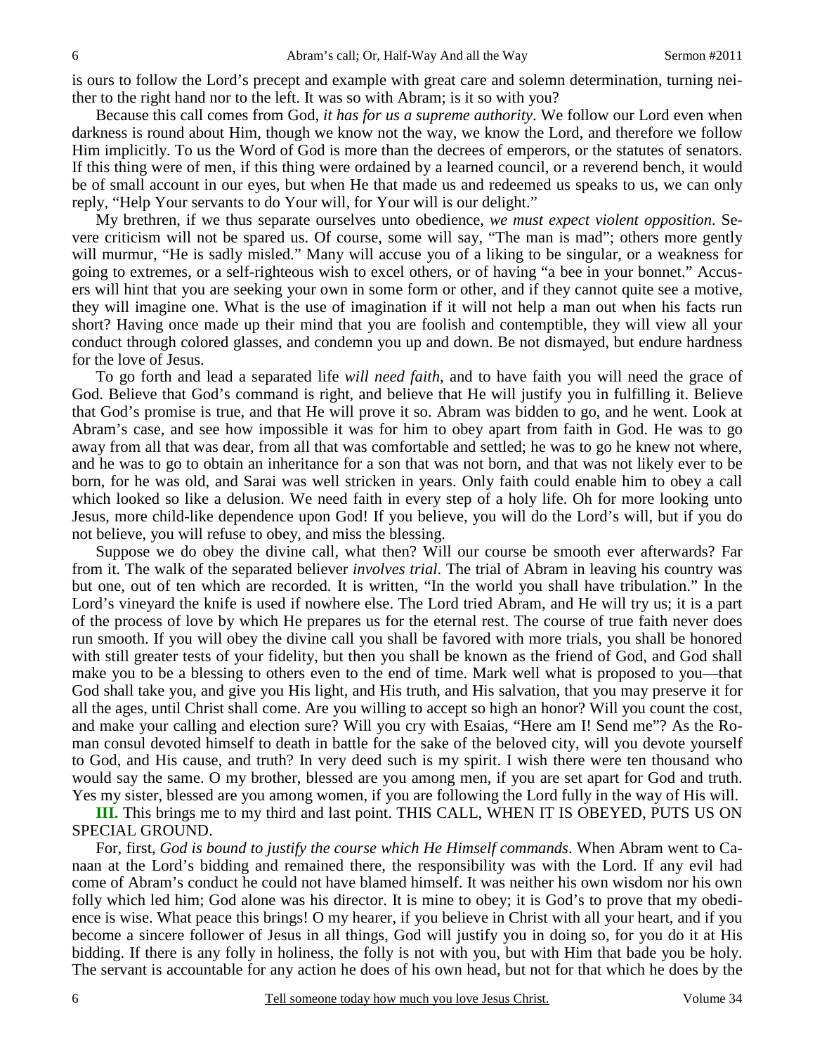is ours to follow the Lord's precept and example with great care and solemn determination, turning neither to the right hand nor to the left. It was so with Abram; is it so with you?

Because this call comes from God, *it has for us a supreme authority*. We follow our Lord even when darkness is round about Him, though we know not the way, we know the Lord, and therefore we follow Him implicitly. To us the Word of God is more than the decrees of emperors, or the statutes of senators. If this thing were of men, if this thing were ordained by a learned council, or a reverend bench, it would be of small account in our eyes, but when He that made us and redeemed us speaks to us, we can only reply, "Help Your servants to do Your will, for Your will is our delight."

My brethren, if we thus separate ourselves unto obedience, *we must expect violent opposition*. Severe criticism will not be spared us. Of course, some will say, "The man is mad"; others more gently will murmur, "He is sadly misled." Many will accuse you of a liking to be singular, or a weakness for going to extremes, or a self-righteous wish to excel others, or of having "a bee in your bonnet." Accusers will hint that you are seeking your own in some form or other, and if they cannot quite see a motive, they will imagine one. What is the use of imagination if it will not help a man out when his facts run short? Having once made up their mind that you are foolish and contemptible, they will view all your conduct through colored glasses, and condemn you up and down. Be not dismayed, but endure hardness for the love of Jesus.

To go forth and lead a separated life *will need faith*, and to have faith you will need the grace of God. Believe that God's command is right, and believe that He will justify you in fulfilling it. Believe that God's promise is true, and that He will prove it so. Abram was bidden to go, and he went. Look at Abram's case, and see how impossible it was for him to obey apart from faith in God. He was to go away from all that was dear, from all that was comfortable and settled; he was to go he knew not where, and he was to go to obtain an inheritance for a son that was not born, and that was not likely ever to be born, for he was old, and Sarai was well stricken in years. Only faith could enable him to obey a call which looked so like a delusion. We need faith in every step of a holy life. Oh for more looking unto Jesus, more child-like dependence upon God! If you believe, you will do the Lord's will, but if you do not believe, you will refuse to obey, and miss the blessing.

Suppose we do obey the divine call, what then? Will our course be smooth ever afterwards? Far from it. The walk of the separated believer *involves trial*. The trial of Abram in leaving his country was but one, out of ten which are recorded. It is written, "In the world you shall have tribulation." In the Lord's vineyard the knife is used if nowhere else. The Lord tried Abram, and He will try us; it is a part of the process of love by which He prepares us for the eternal rest. The course of true faith never does run smooth. If you will obey the divine call you shall be favored with more trials, you shall be honored with still greater tests of your fidelity, but then you shall be known as the friend of God, and God shall make you to be a blessing to others even to the end of time. Mark well what is proposed to you—that God shall take you, and give you His light, and His truth, and His salvation, that you may preserve it for all the ages, until Christ shall come. Are you willing to accept so high an honor? Will you count the cost, and make your calling and election sure? Will you cry with Esaias, "Here am I! Send me"? As the Roman consul devoted himself to death in battle for the sake of the beloved city, will you devote yourself to God, and His cause, and truth? In very deed such is my spirit. I wish there were ten thousand who would say the same. O my brother, blessed are you among men, if you are set apart for God and truth. Yes my sister, blessed are you among women, if you are following the Lord fully in the way of His will.

**III.** This brings me to my third and last point. THIS CALL, WHEN IT IS OBEYED, PUTS US ON SPECIAL GROUND.

For, first, *God is bound to justify the course which He Himself commands*. When Abram went to Canaan at the Lord's bidding and remained there, the responsibility was with the Lord. If any evil had come of Abram's conduct he could not have blamed himself. It was neither his own wisdom nor his own folly which led him; God alone was his director. It is mine to obey; it is God's to prove that my obedience is wise. What peace this brings! O my hearer, if you believe in Christ with all your heart, and if you become a sincere follower of Jesus in all things, God will justify you in doing so, for you do it at His bidding. If there is any folly in holiness, the folly is not with you, but with Him that bade you be holy. The servant is accountable for any action he does of his own head, but not for that which he does by the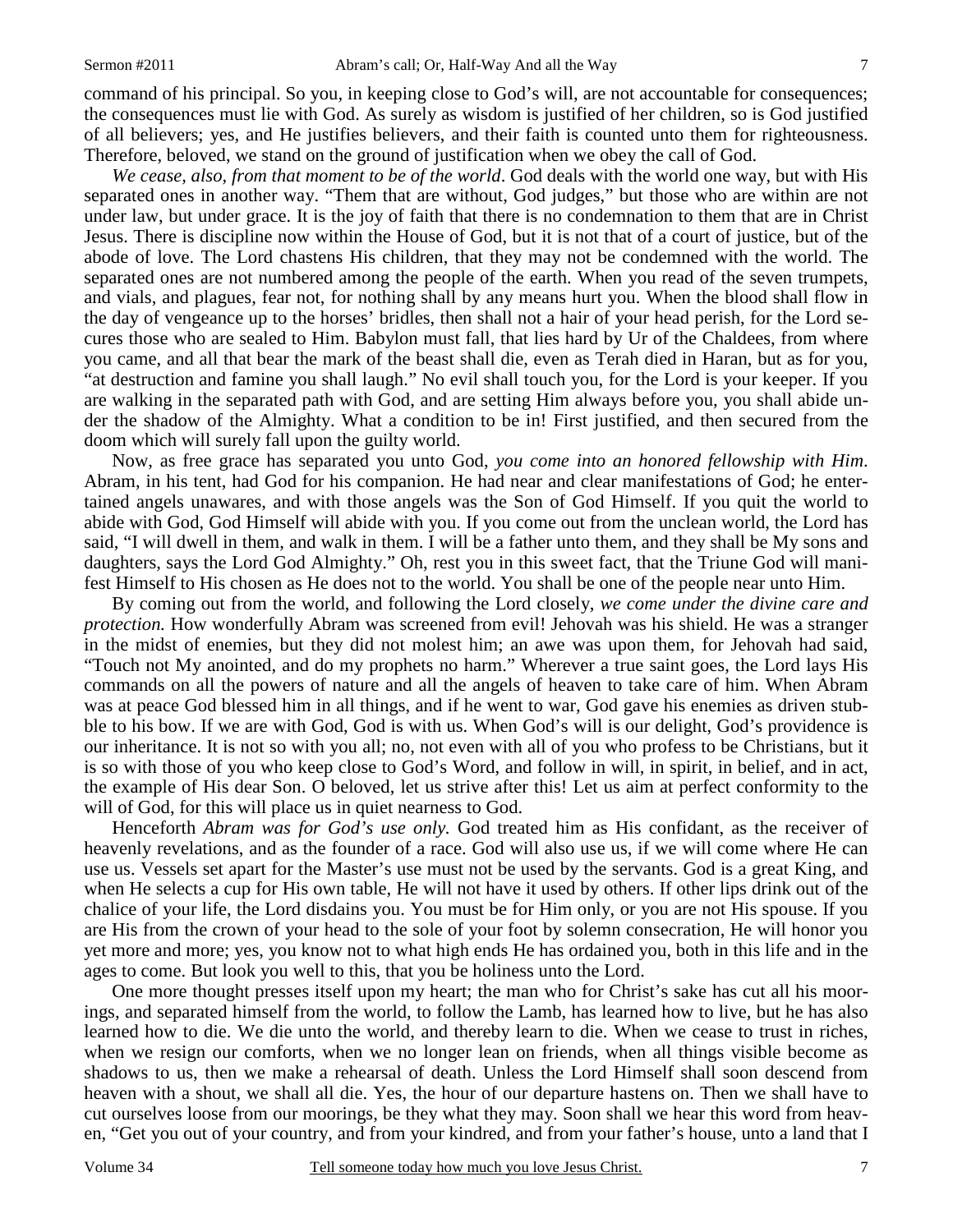command of his principal. So you, in keeping close to God's will, are not accountable for consequences; the consequences must lie with God. As surely as wisdom is justified of her children, so is God justified of all believers; yes, and He justifies believers, and their faith is counted unto them for righteousness. Therefore, beloved, we stand on the ground of justification when we obey the call of God.

*We cease, also, from that moment to be of the world*. God deals with the world one way, but with His separated ones in another way. "Them that are without, God judges," but those who are within are not under law, but under grace. It is the joy of faith that there is no condemnation to them that are in Christ Jesus. There is discipline now within the House of God, but it is not that of a court of justice, but of the abode of love. The Lord chastens His children, that they may not be condemned with the world. The separated ones are not numbered among the people of the earth. When you read of the seven trumpets, and vials, and plagues, fear not, for nothing shall by any means hurt you. When the blood shall flow in the day of vengeance up to the horses' bridles, then shall not a hair of your head perish, for the Lord secures those who are sealed to Him. Babylon must fall, that lies hard by Ur of the Chaldees, from where you came, and all that bear the mark of the beast shall die, even as Terah died in Haran, but as for you, "at destruction and famine you shall laugh." No evil shall touch you, for the Lord is your keeper. If you are walking in the separated path with God, and are setting Him always before you, you shall abide under the shadow of the Almighty. What a condition to be in! First justified, and then secured from the doom which will surely fall upon the guilty world.

Now, as free grace has separated you unto God, *you come into an honored fellowship with Him*. Abram, in his tent, had God for his companion. He had near and clear manifestations of God; he entertained angels unawares, and with those angels was the Son of God Himself. If you quit the world to abide with God, God Himself will abide with you. If you come out from the unclean world, the Lord has said, "I will dwell in them, and walk in them. I will be a father unto them, and they shall be My sons and daughters, says the Lord God Almighty." Oh, rest you in this sweet fact, that the Triune God will manifest Himself to His chosen as He does not to the world. You shall be one of the people near unto Him.

By coming out from the world, and following the Lord closely, *we come under the divine care and protection.* How wonderfully Abram was screened from evil! Jehovah was his shield. He was a stranger in the midst of enemies, but they did not molest him; an awe was upon them, for Jehovah had said, "Touch not My anointed, and do my prophets no harm." Wherever a true saint goes, the Lord lays His commands on all the powers of nature and all the angels of heaven to take care of him. When Abram was at peace God blessed him in all things, and if he went to war, God gave his enemies as driven stubble to his bow. If we are with God, God is with us. When God's will is our delight, God's providence is our inheritance. It is not so with you all; no, not even with all of you who profess to be Christians, but it is so with those of you who keep close to God's Word, and follow in will, in spirit, in belief, and in act, the example of His dear Son. O beloved, let us strive after this! Let us aim at perfect conformity to the will of God, for this will place us in quiet nearness to God.

Henceforth *Abram was for God's use only.* God treated him as His confidant, as the receiver of heavenly revelations, and as the founder of a race. God will also use us, if we will come where He can use us. Vessels set apart for the Master's use must not be used by the servants. God is a great King, and when He selects a cup for His own table, He will not have it used by others. If other lips drink out of the chalice of your life, the Lord disdains you. You must be for Him only, or you are not His spouse. If you are His from the crown of your head to the sole of your foot by solemn consecration, He will honor you yet more and more; yes, you know not to what high ends He has ordained you, both in this life and in the ages to come. But look you well to this, that you be holiness unto the Lord.

One more thought presses itself upon my heart; the man who for Christ's sake has cut all his moorings, and separated himself from the world, to follow the Lamb, has learned how to live, but he has also learned how to die. We die unto the world, and thereby learn to die. When we cease to trust in riches, when we resign our comforts, when we no longer lean on friends, when all things visible become as shadows to us, then we make a rehearsal of death. Unless the Lord Himself shall soon descend from heaven with a shout, we shall all die. Yes, the hour of our departure hastens on. Then we shall have to cut ourselves loose from our moorings, be they what they may. Soon shall we hear this word from heaven, "Get you out of your country, and from your kindred, and from your father's house, unto a land that I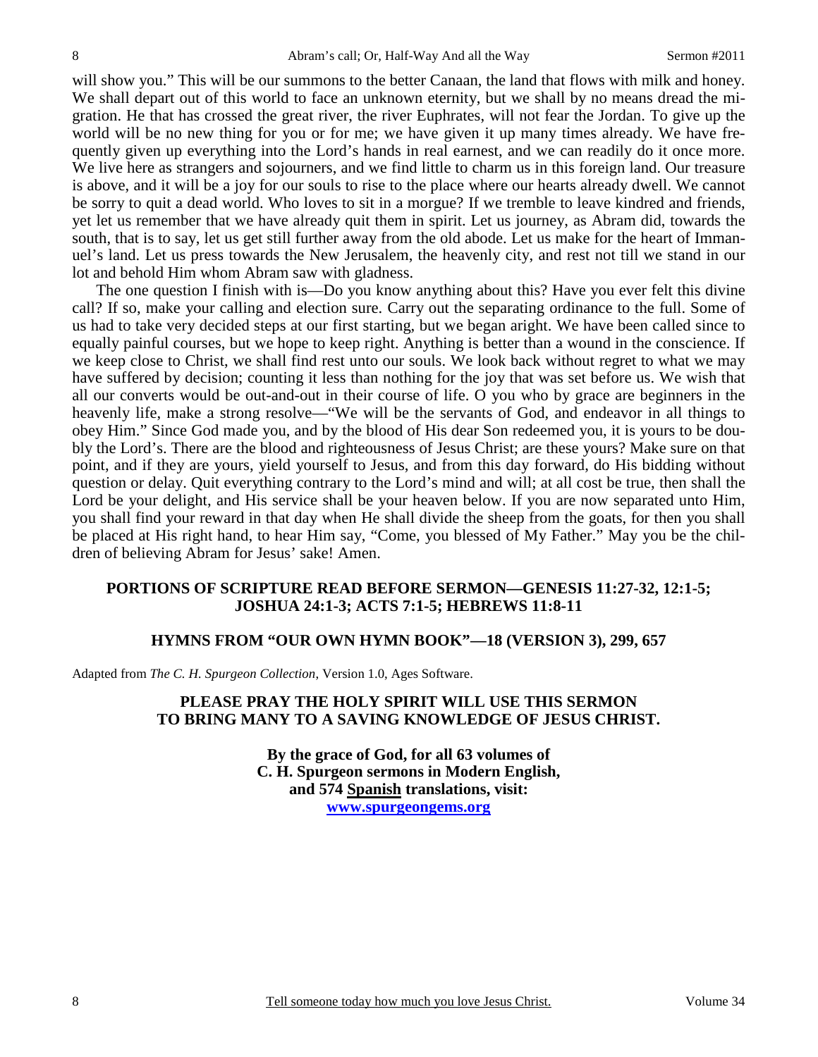will show you." This will be our summons to the better Canaan, the land that flows with milk and honey. We shall depart out of this world to face an unknown eternity, but we shall by no means dread the migration. He that has crossed the great river, the river Euphrates, will not fear the Jordan. To give up the world will be no new thing for you or for me; we have given it up many times already. We have frequently given up everything into the Lord's hands in real earnest, and we can readily do it once more. We live here as strangers and sojourners, and we find little to charm us in this foreign land. Our treasure is above, and it will be a joy for our souls to rise to the place where our hearts already dwell. We cannot be sorry to quit a dead world. Who loves to sit in a morgue? If we tremble to leave kindred and friends, yet let us remember that we have already quit them in spirit. Let us journey, as Abram did, towards the south, that is to say, let us get still further away from the old abode. Let us make for the heart of Immanuel's land. Let us press towards the New Jerusalem, the heavenly city, and rest not till we stand in our lot and behold Him whom Abram saw with gladness.

The one question I finish with is—Do you know anything about this? Have you ever felt this divine call? If so, make your calling and election sure. Carry out the separating ordinance to the full. Some of us had to take very decided steps at our first starting, but we began aright. We have been called since to equally painful courses, but we hope to keep right. Anything is better than a wound in the conscience. If we keep close to Christ, we shall find rest unto our souls. We look back without regret to what we may have suffered by decision; counting it less than nothing for the joy that was set before us. We wish that all our converts would be out-and-out in their course of life. O you who by grace are beginners in the heavenly life, make a strong resolve—"We will be the servants of God, and endeavor in all things to obey Him." Since God made you, and by the blood of His dear Son redeemed you, it is yours to be doubly the Lord's. There are the blood and righteousness of Jesus Christ; are these yours? Make sure on that point, and if they are yours, yield yourself to Jesus, and from this day forward, do His bidding without question or delay. Quit everything contrary to the Lord's mind and will; at all cost be true, then shall the Lord be your delight, and His service shall be your heaven below. If you are now separated unto Him, you shall find your reward in that day when He shall divide the sheep from the goats, for then you shall be placed at His right hand, to hear Him say, "Come, you blessed of My Father." May you be the children of believing Abram for Jesus' sake! Amen.

**PORTIONS OF SCRIPTURE READ BEFORE SERMON—GENESIS 11:27-32, 12:1-5; JOSHUA 24:1-3; ACTS 7:1-5; HEBREWS 11:8-11**

**HYMNS FROM "OUR OWN HYMN BOOK"—18 (VERSION 3), 299, 657**

Adapted from *The C. H. Spurgeon Collection*, Version 1.0, Ages Software.

**PLEASE PRAY THE HOLY SPIRIT WILL USE THIS SERMON TO BRING MANY TO A SAVING KNOWLEDGE OF JESUS CHRIST.**

**By the grace of God, for all 63 volumes of C. H. Spurgeon sermons in Modern English, and 574 Spanish translations, visit: www.spurgeongems.org**